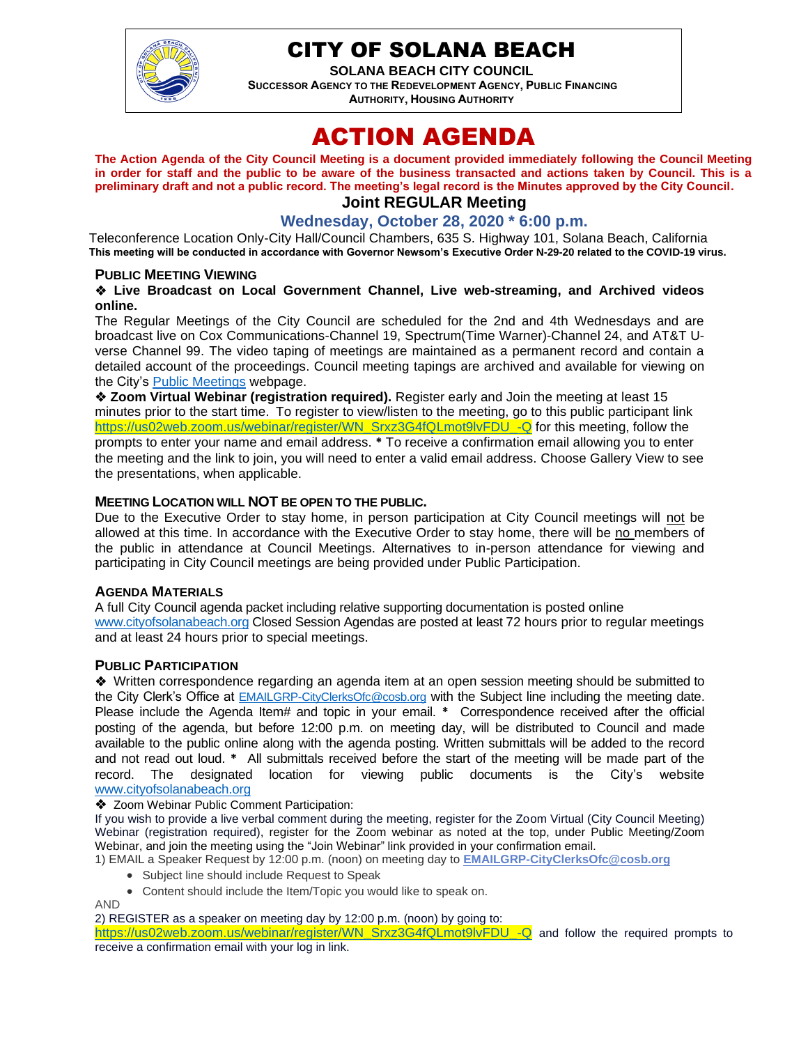# CITY OF SOLANA BEACH

**SOLANA BEACH CITY COUNCIL**

**SUCCESSOR AGENCY TO THE REDEVELOPMENT AGENCY, PUBLIC FINANCING AUTHORITY, HOUSING AUTHORITY**

# ACTION AGENDA

**The Action Agenda of the City Council Meeting is a document provided immediately following the Council Meeting in order for staff and the public to be aware of the business transacted and actions taken by Council. This is a preliminary draft and not a public record. The meeting's legal record is the Minutes approved by the City Council.**

## Joint REGULAR Meeting

### Wednesday, October 28, 2020 * 6:00 p.m.

Teleconference Location Only-City Hall/Council Chambers, 635 S. Highway 101, Solana Beach, California

**This meeting will be conducted in accordance with Governor Newsom's Executive Order N-29-20 related to the COVID-19 virus.**

### PUBLIC MEETING VIEWING

❖ **Live Broadcast on Local Government Channel, Live web-streaming, and Archived videos online.**

The Regular Meetings of the City Council are scheduled for the 2nd and 4th Wednesdays and are broadcast live on Cox Communications-Channel 19, Spectrum(Time Warner)-Channel 24, and AT&T U-verse Channel 99. The video taping of meetings are maintained as a permanent record and contain a detailed account of the proceedings. Council meeting tapings are archived and available for viewing on the City's Public Meetings webpage.

❖ **Zoom Virtual Webinar (registration required).** Register early and Join the meeting at least 15 minutes prior to the start time. To register to view/listen to the meeting, go to this public participant link https://us02web.zoom.us/webinar/register/WN_Srxz3G4fQLmot9lvFDU_-Q for this meeting, follow the prompts to enter your name and email address. * To receive a confirmation email allowing you to enter the meeting and the link to join, you will need to enter a valid email address. Choose Gallery View to see the presentations, when applicable.

### MEETING LOCATION WILL NOT BE OPEN TO THE PUBLIC.

Due to the Executive Order to stay home, in person participation at City Council meetings will not be allowed at this time. In accordance with the Executive Order to stay home, there will be no members of the public in attendance at Council Meetings. Alternatives to in-person attendance for viewing and participating in City Council meetings are being provided under Public Participation.

### AGENDA MATERIALS

A full City Council agenda packet including relative supporting documentation is posted online www.cityofsolanabeach.org Closed Session Agendas are posted at least 72 hours prior to regular meetings and at least 24 hours prior to special meetings.

### PUBLIC PARTICIPATION

❖ Written correspondence regarding an agenda item at an open session meeting should be submitted to the City Clerk's Office at EMAILGRP-CityClerksOfc@cosb.org with the Subject line including the meeting date. Please include the Agenda Item# and topic in your email. * Correspondence received after the official posting of the agenda, but before 12:00 p.m. on meeting day, will be distributed to Council and made available to the public online along with the agenda posting. Written submittals will be added to the record and not read out loud. * All submittals received before the start of the meeting will be made part of the record. The designated location for viewing public documents is the City's website www.cityofsolanabeach.org

❖ Zoom Webinar Public Comment Participation:

If you wish to provide a live verbal comment during the meeting, register for the Zoom Virtual (City Council Meeting) Webinar (registration required), register for the Zoom webinar as noted at the top, under Public Meeting/Zoom Webinar, and join the meeting using the "Join Webinar" link provided in your confirmation email.

1) EMAIL a Speaker Request by 12:00 p.m. (noon) on meeting day to **EMAILGRP-CityClerksOfc@cosb.org**

- Subject line should include Request to Speak
- Content should include the Item/Topic you would like to speak on.

AND

2) REGISTER as a speaker on meeting day by 12:00 p.m. (noon) by going to: https://us02web.zoom.us/webinar/register/WN_Srxz3G4fQLmot9lvFDU_-Q and follow the required prompts to receive a confirmation email with your log in link.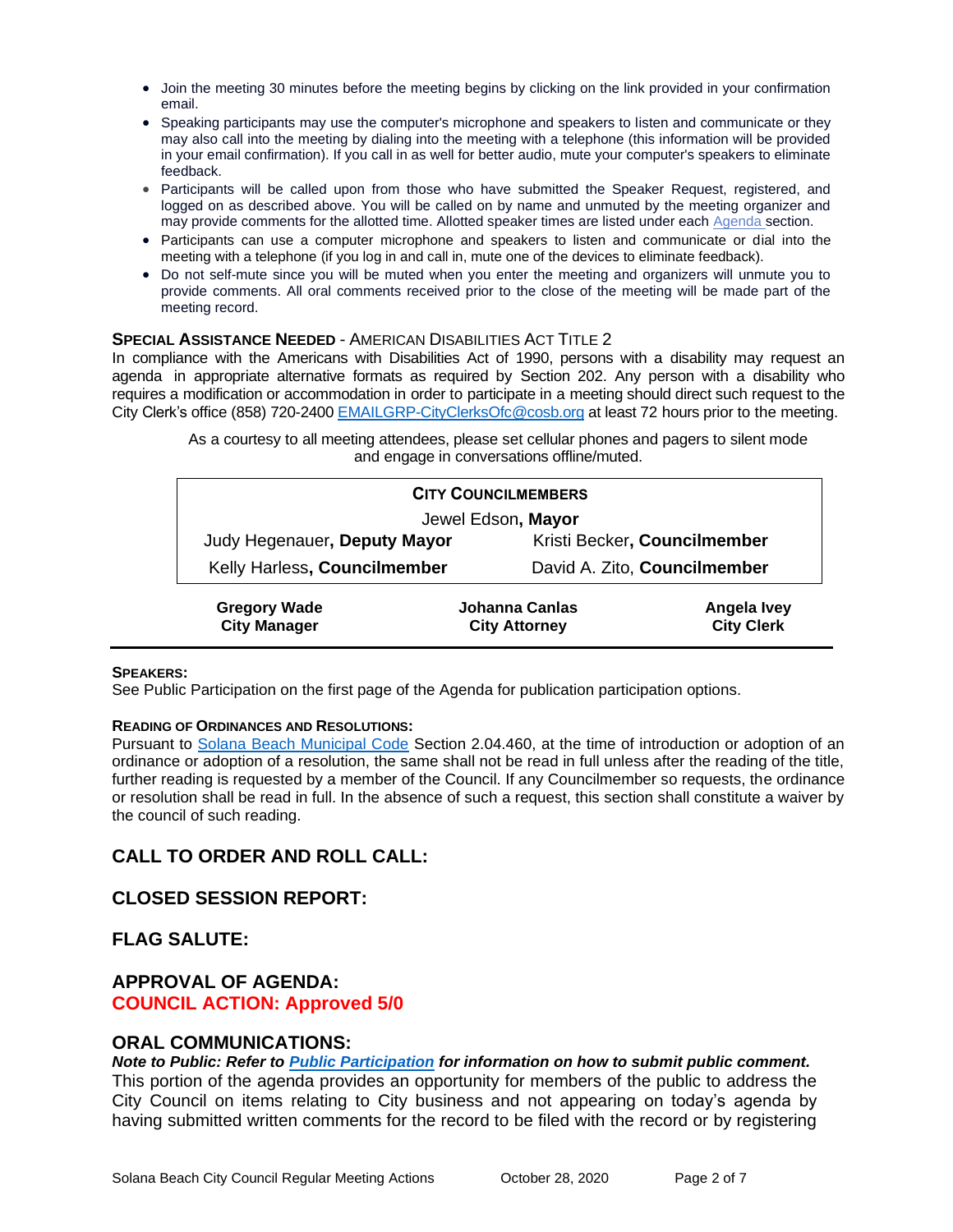- Join the meeting 30 minutes before the meeting begins by clicking on the link provided in your confirmation email.
- Speaking participants may use the computer's microphone and speakers to listen and communicate or they may also call into the meeting by dialing into the meeting with a telephone (this information will be provided in your email confirmation). If you call in as well for better audio, mute your computer's speakers to eliminate feedback.
- Participants will be called upon from those who have submitted the Speaker Request, registered, and logged on as described above. You will be called on by name and unmuted by the meeting organizer and may provide comments for the allotted time. Allotted speaker times are listed under each Agenda section.
- Participants can use a computer microphone and speakers to listen and communicate or dial into the meeting with a telephone (if you log in and call in, mute one of the devices to eliminate feedback).
- Do not self-mute since you will be muted when you enter the meeting and organizers will unmute you to provide comments. All oral comments received prior to the close of the meeting will be made part of the meeting record.

**SPECIAL ASSISTANCE NEEDED** - AMERICAN DISABILITIES ACT TITLE 2

In compliance with the Americans with Disabilities Act of 1990, persons with a disability may request an agenda in appropriate alternative formats as required by Section 202. Any person with a disability who requires a modification or accommodation in order to participate in a meeting should direct such request to the City Clerk's office (858) 720-2400 EMAILGRP-CityClerksOfc@cosb.org at least 72 hours prior to the meeting.

As a courtesy to all meeting attendees, please set cellular phones and pagers to silent mode and engage in conversations offline/muted.

| CITY COUNCILMEMBERS | |
|---|---|
| Jewel Edson, **Mayor** | |
| Judy Hegenauer, **Deputy Mayor** | Kristi Becker, **Councilmember** |
| Kelly Harless, **Councilmember** | David A. Zito, **Councilmember** |

| Gregory Wade | Johanna Canlas | Angela Ivey |
|---|---|---|
| **City Manager** | **City Attorney** | **City Clerk** |

**SPEAKERS:**

See Public Participation on the first page of the Agenda for publication participation options.

**READING OF ORDINANCES AND RESOLUTIONS:**

Pursuant to Solana Beach Municipal Code Section 2.04.460, at the time of introduction or adoption of an ordinance or adoption of a resolution, the same shall not be read in full unless after the reading of the title, further reading is requested by a member of the Council. If any Councilmember so requests, the ordinance or resolution shall be read in full. In the absence of such a request, this section shall constitute a waiver by the council of such reading.

## CALL TO ORDER AND ROLL CALL:

## CLOSED SESSION REPORT:

## FLAG SALUTE:

## APPROVAL OF AGENDA:

**COUNCIL ACTION: Approved 5/0**

## ORAL COMMUNICATIONS:

***Note to Public: Refer to Public Participation for information on how to submit public comment.***

This portion of the agenda provides an opportunity for members of the public to address the City Council on items relating to City business and not appearing on today's agenda by having submitted written comments for the record to be filed with the record or by registering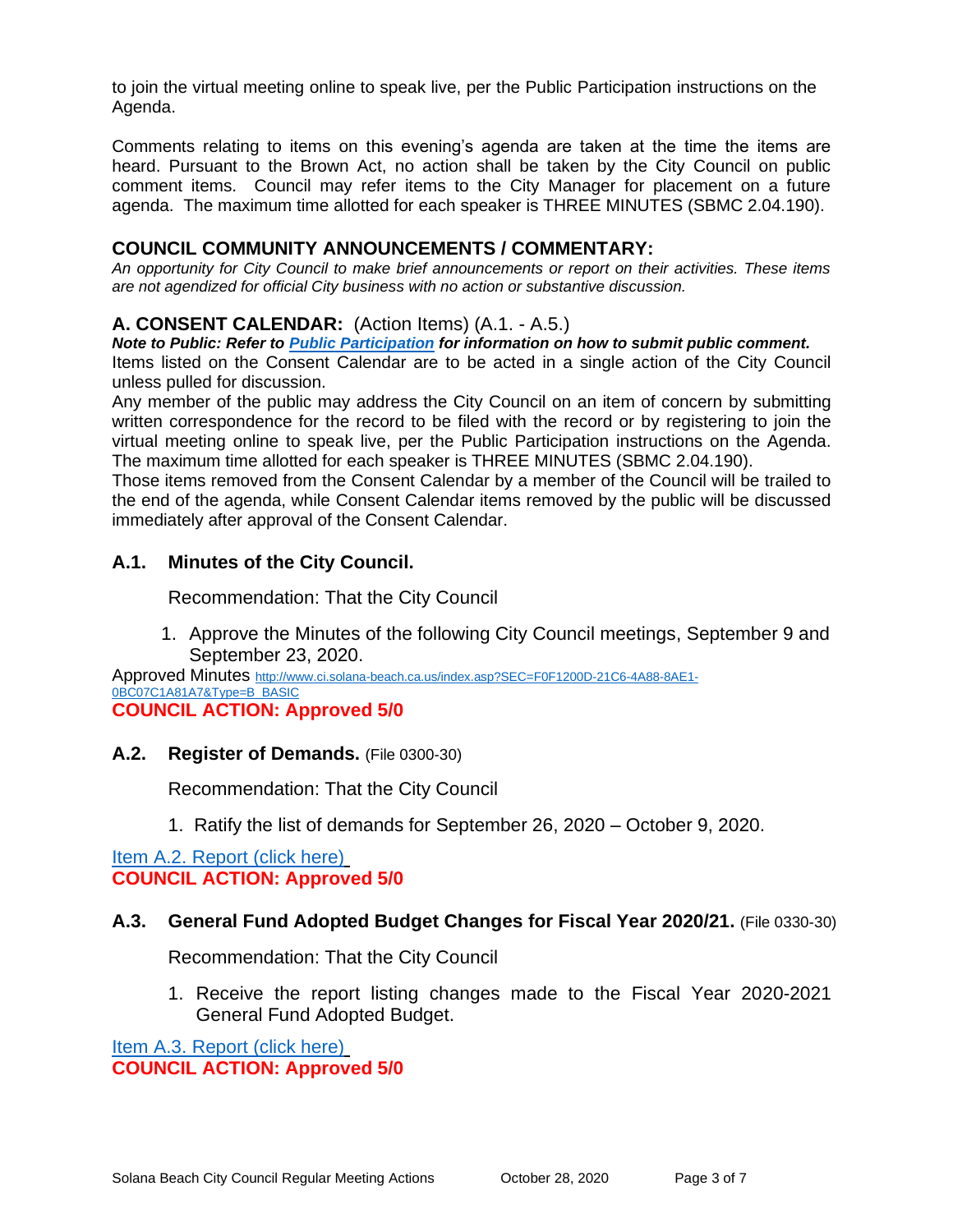to join the virtual meeting online to speak live, per the Public Participation instructions on the Agenda.

Comments relating to items on this evening's agenda are taken at the time the items are heard. Pursuant to the Brown Act, no action shall be taken by the City Council on public comment items. Council may refer items to the City Manager for placement on a future agenda. The maximum time allotted for each speaker is THREE MINUTES (SBMC 2.04.190).

## COUNCIL COMMUNITY ANNOUNCEMENTS / COMMENTARY:

*An opportunity for City Council to make brief announcements or report on their activities. These items are not agendized for official City business with no action or substantive discussion.*

## A. CONSENT CALENDAR: (Action Items) (A.1. - A.5.)

***Note to Public: Refer to [Public Participation](#) for information on how to submit public comment.***

Items listed on the Consent Calendar are to be acted in a single action of the City Council unless pulled for discussion.

Any member of the public may address the City Council on an item of concern by submitting written correspondence for the record to be filed with the record or by registering to join the virtual meeting online to speak live, per the Public Participation instructions on the Agenda. The maximum time allotted for each speaker is THREE MINUTES (SBMC 2.04.190).

Those items removed from the Consent Calendar by a member of the Council will be trailed to the end of the agenda, while Consent Calendar items removed by the public will be discussed immediately after approval of the Consent Calendar.

### A.1. Minutes of the City Council.

Recommendation: That the City Council

1. Approve the Minutes of the following City Council meetings, September 9 and September 23, 2020.

Approved Minutes [http://www.ci.solana-beach.ca.us/index.asp?SEC=F0F1200D-21C6-4A88-8AE1-0BC07C1A81A7&Type=B_BASIC](http://www.ci.solana-beach.ca.us/index.asp?SEC=F0F1200D-21C6-4A88-8AE1-0BC07C1A81A7&Type=B_BASIC)

**COUNCIL ACTION: Approved 5/0**

### A.2. Register of Demands. (File 0300-30)

Recommendation: That the City Council

1. Ratify the list of demands for September 26, 2020 – October 9, 2020.

[Item A.2. Report (click here)](#)

**COUNCIL ACTION: Approved 5/0**

### A.3. General Fund Adopted Budget Changes for Fiscal Year 2020/21. (File 0330-30)

Recommendation: That the City Council

1. Receive the report listing changes made to the Fiscal Year 2020-2021 General Fund Adopted Budget.

[Item A.3. Report (click here)](#)

**COUNCIL ACTION: Approved 5/0**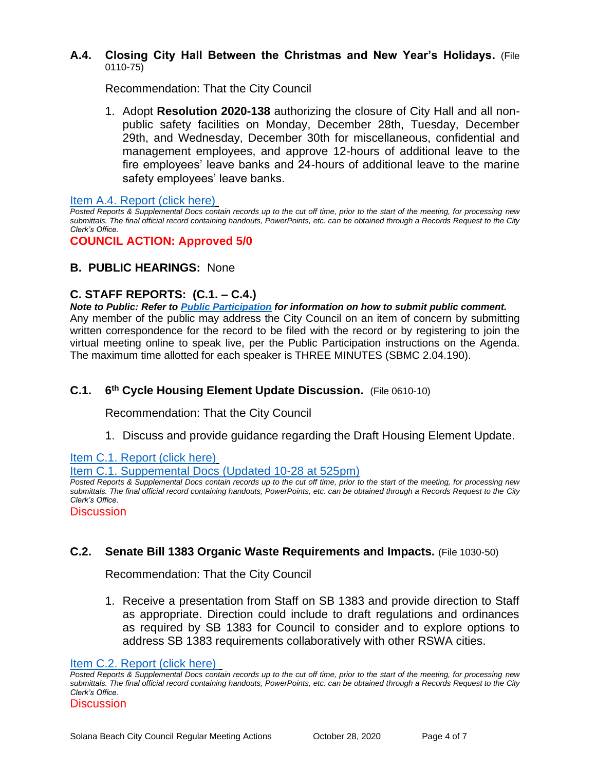### A.4. Closing City Hall Between the Christmas and New Year's Holidays. (File 0110-75)

Recommendation: That the City Council

1. Adopt **Resolution 2020-138** authorizing the closure of City Hall and all non-public safety facilities on Monday, December 28th, Tuesday, December 29th, and Wednesday, December 30th for miscellaneous, confidential and management employees, and approve 12-hours of additional leave to the fire employees' leave banks and 24-hours of additional leave to the marine safety employees' leave banks.

Item A.4. Report (click here)

*Posted Reports & Supplemental Docs contain records up to the cut off time, prior to the start of the meeting, for processing new submittals. The final official record containing handouts, PowerPoints, etc. can be obtained through a Records Request to the City Clerk's Office.*

**COUNCIL ACTION: Approved 5/0**

## B. PUBLIC HEARINGS: None

## C. STAFF REPORTS: (C.1. – C.4.)

***Note to Public: Refer to Public Participation for information on how to submit public comment.***

Any member of the public may address the City Council on an item of concern by submitting written correspondence for the record to be filed with the record or by registering to join the virtual meeting online to speak live, per the Public Participation instructions on the Agenda. The maximum time allotted for each speaker is THREE MINUTES (SBMC 2.04.190).

### C.1. 6th Cycle Housing Element Update Discussion. (File 0610-10)

Recommendation: That the City Council

1. Discuss and provide guidance regarding the Draft Housing Element Update.

Item C.1. Report (click here)

Item C.1. Suppemental Docs (Updated 10-28 at 525pm)

*Posted Reports & Supplemental Docs contain records up to the cut off time, prior to the start of the meeting, for processing new submittals. The final official record containing handouts, PowerPoints, etc. can be obtained through a Records Request to the City Clerk's Office.*

Discussion

### C.2. Senate Bill 1383 Organic Waste Requirements and Impacts. (File 1030-50)

Recommendation: That the City Council

1. Receive a presentation from Staff on SB 1383 and provide direction to Staff as appropriate. Direction could include to draft regulations and ordinances as required by SB 1383 for Council to consider and to explore options to address SB 1383 requirements collaboratively with other RSWA cities.

Item C.2. Report (click here)

*Posted Reports & Supplemental Docs contain records up to the cut off time, prior to the start of the meeting, for processing new submittals. The final official record containing handouts, PowerPoints, etc. can be obtained through a Records Request to the City Clerk's Office.*

Discussion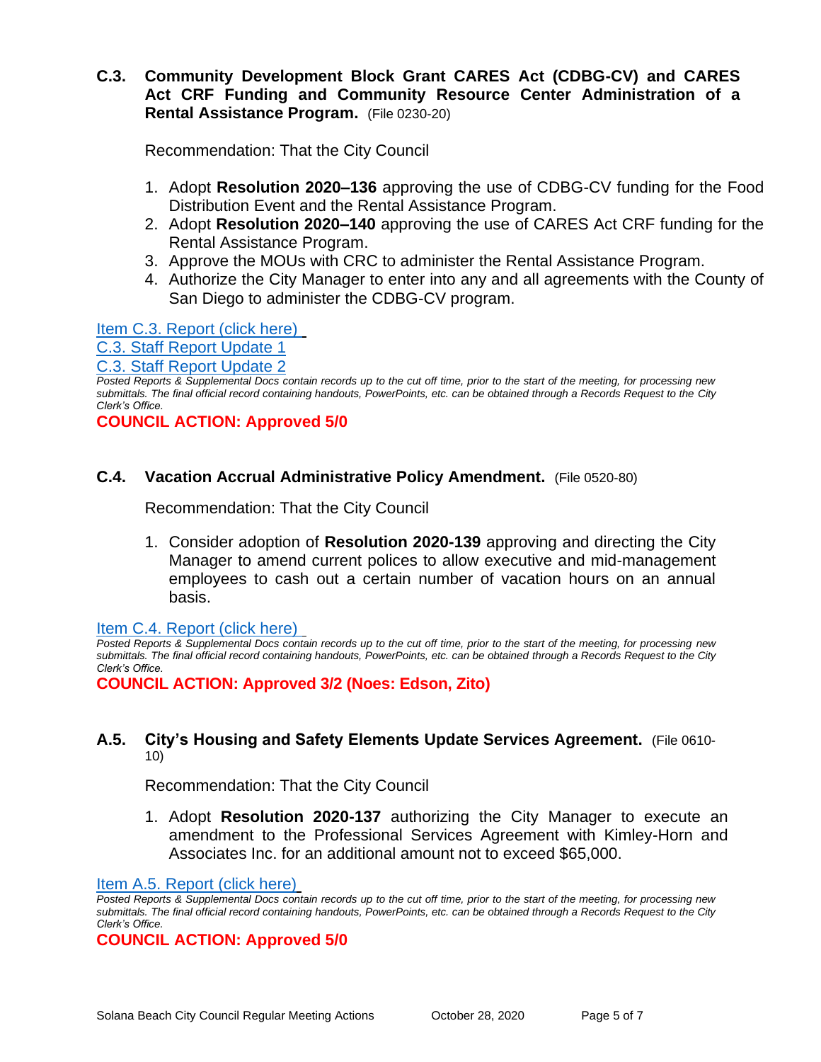### C.3. Community Development Block Grant CARES Act (CDBG-CV) and CARES Act CRF Funding and Community Resource Center Administration of a Rental Assistance Program. (File 0230-20)

Recommendation: That the City Council

1. Adopt **Resolution 2020–136** approving the use of CDBG-CV funding for the Food Distribution Event and the Rental Assistance Program.
2. Adopt **Resolution 2020–140** approving the use of CARES Act CRF funding for the Rental Assistance Program.
3. Approve the MOUs with CRC to administer the Rental Assistance Program.
4. Authorize the City Manager to enter into any and all agreements with the County of San Diego to administer the CDBG-CV program.

Item C.3. Report (click here)
C.3. Staff Report Update 1
C.3. Staff Report Update 2

*Posted Reports & Supplemental Docs contain records up to the cut off time, prior to the start of the meeting, for processing new submittals. The final official record containing handouts, PowerPoints, etc. can be obtained through a Records Request to the City Clerk's Office.*

**COUNCIL ACTION: Approved 5/0**

### C.4. Vacation Accrual Administrative Policy Amendment. (File 0520-80)

Recommendation: That the City Council

1. Consider adoption of **Resolution 2020-139** approving and directing the City Manager to amend current polices to allow executive and mid-management employees to cash out a certain number of vacation hours on an annual basis.

Item C.4. Report (click here)

*Posted Reports & Supplemental Docs contain records up to the cut off time, prior to the start of the meeting, for processing new submittals. The final official record containing handouts, PowerPoints, etc. can be obtained through a Records Request to the City Clerk's Office.*

**COUNCIL ACTION: Approved 3/2 (Noes: Edson, Zito)**

### A.5. City's Housing and Safety Elements Update Services Agreement. (File 0610-10)

Recommendation: That the City Council

1. Adopt **Resolution 2020-137** authorizing the City Manager to execute an amendment to the Professional Services Agreement with Kimley-Horn and Associates Inc. for an additional amount not to exceed $65,000.

Item A.5. Report (click here)

*Posted Reports & Supplemental Docs contain records up to the cut off time, prior to the start of the meeting, for processing new submittals. The final official record containing handouts, PowerPoints, etc. can be obtained through a Records Request to the City Clerk's Office.*

**COUNCIL ACTION: Approved 5/0**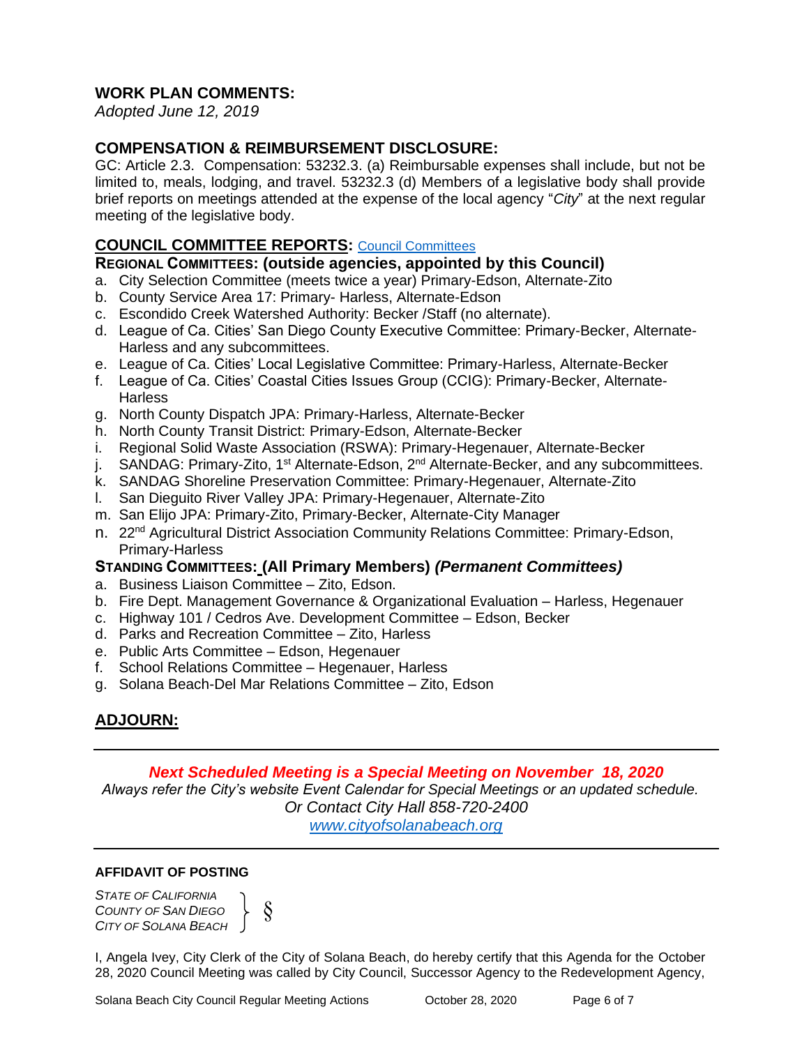## WORK PLAN COMMENTS:

*Adopted June 12, 2019*

## COMPENSATION & REIMBURSEMENT DISCLOSURE:

GC: Article 2.3. Compensation: 53232.3. (a) Reimbursable expenses shall include, but not be limited to, meals, lodging, and travel. 53232.3 (d) Members of a legislative body shall provide brief reports on meetings attended at the expense of the local agency "*City*" at the next regular meeting of the legislative body.

## COUNCIL COMMITTEE REPORTS: Council Committees

### REGIONAL COMMITTEES: (outside agencies, appointed by this Council)

a. City Selection Committee (meets twice a year) Primary-Edson, Alternate-Zito
b. County Service Area 17: Primary- Harless, Alternate-Edson
c. Escondido Creek Watershed Authority: Becker /Staff (no alternate).
d. League of Ca. Cities' San Diego County Executive Committee: Primary-Becker, Alternate-Harless and any subcommittees.
e. League of Ca. Cities' Local Legislative Committee: Primary-Harless, Alternate-Becker
f. League of Ca. Cities' Coastal Cities Issues Group (CCIG): Primary-Becker, Alternate-Harless
g. North County Dispatch JPA: Primary-Harless, Alternate-Becker
h. North County Transit District: Primary-Edson, Alternate-Becker
i. Regional Solid Waste Association (RSWA): Primary-Hegenauer, Alternate-Becker
j. SANDAG: Primary-Zito, 1st Alternate-Edson, 2nd Alternate-Becker, and any subcommittees.
k. SANDAG Shoreline Preservation Committee: Primary-Hegenauer, Alternate-Zito
l. San Dieguito River Valley JPA: Primary-Hegenauer, Alternate-Zito
m. San Elijo JPA: Primary-Zito, Primary-Becker, Alternate-City Manager
n. 22nd Agricultural District Association Community Relations Committee: Primary-Edson, Primary-Harless

### STANDING COMMITTEES: (All Primary Members) *(Permanent Committees)*

a. Business Liaison Committee – Zito, Edson.
b. Fire Dept. Management Governance & Organizational Evaluation – Harless, Hegenauer
c. Highway 101 / Cedros Ave. Development Committee – Edson, Becker
d. Parks and Recreation Committee – Zito, Harless
e. Public Arts Committee – Edson, Hegenauer
f. School Relations Committee – Hegenauer, Harless
g. Solana Beach-Del Mar Relations Committee – Zito, Edson

## ADJOURN:

---

***Next Scheduled Meeting is a Special Meeting on November 18, 2020***

*Always refer the City's website Event Calendar for Special Meetings or an updated schedule.*
*Or Contact City Hall 858-720-2400*
*www.cityofsolanabeach.org*

---

**AFFIDAVIT OF POSTING**

*STATE OF CALIFORNIA*
*COUNTY OF SAN DIEGO* } §
*CITY OF SOLANA BEACH*

I, Angela Ivey, City Clerk of the City of Solana Beach, do hereby certify that this Agenda for the October 28, 2020 Council Meeting was called by City Council, Successor Agency to the Redevelopment Agency,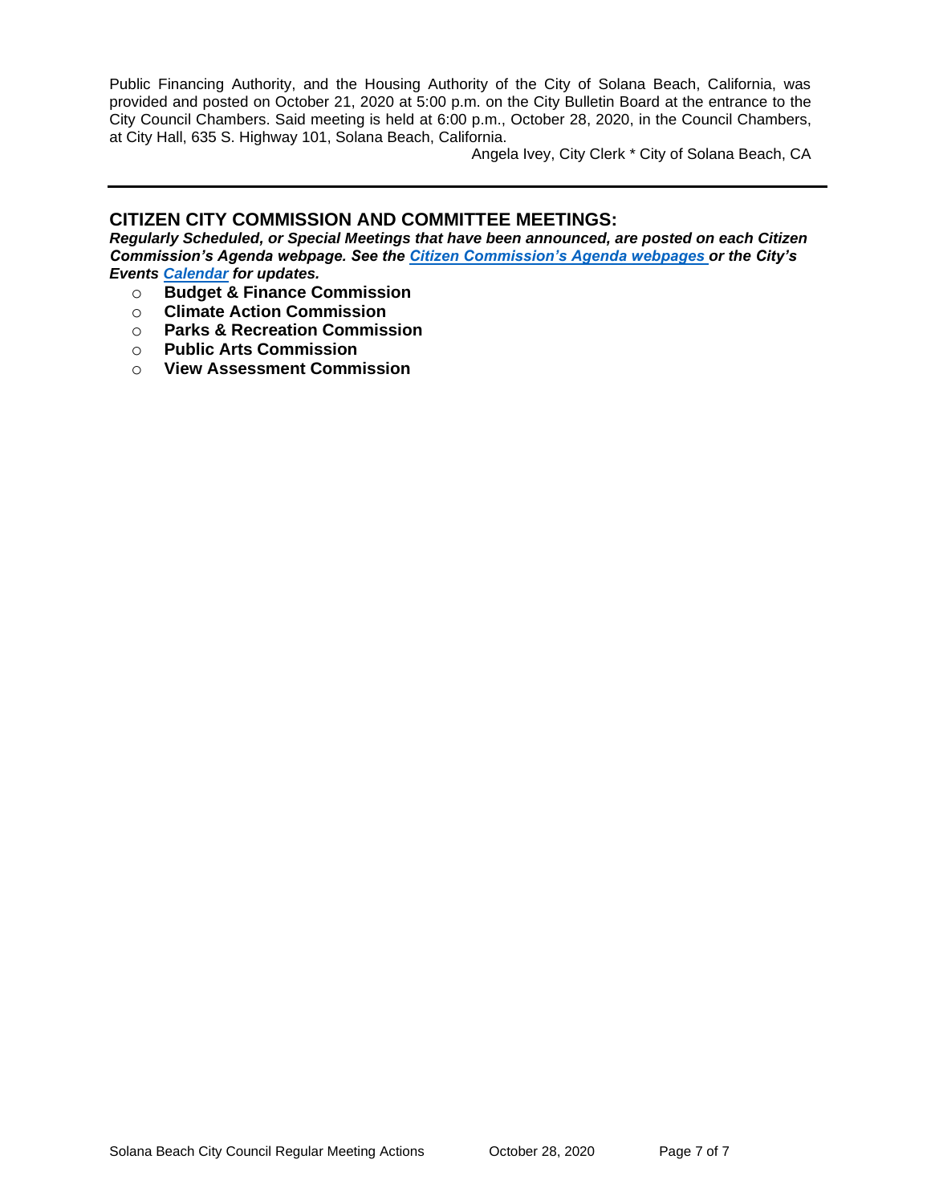Public Financing Authority, and the Housing Authority of the City of Solana Beach, California, was provided and posted on October 21, 2020 at 5:00 p.m. on the City Bulletin Board at the entrance to the City Council Chambers. Said meeting is held at 6:00 p.m., October 28, 2020, in the Council Chambers, at City Hall, 635 S. Highway 101, Solana Beach, California.

Angela Ivey, City Clerk * City of Solana Beach, CA

---

## CITIZEN CITY COMMISSION AND COMMITTEE MEETINGS:

***Regularly Scheduled, or Special Meetings that have been announced, are posted on each Citizen Commission's Agenda webpage. See the Citizen Commission's Agenda webpages or the City's Events Calendar for updates.***

- **Budget & Finance Commission**
- **Climate Action Commission**
- **Parks & Recreation Commission**
- **Public Arts Commission**
- **View Assessment Commission**